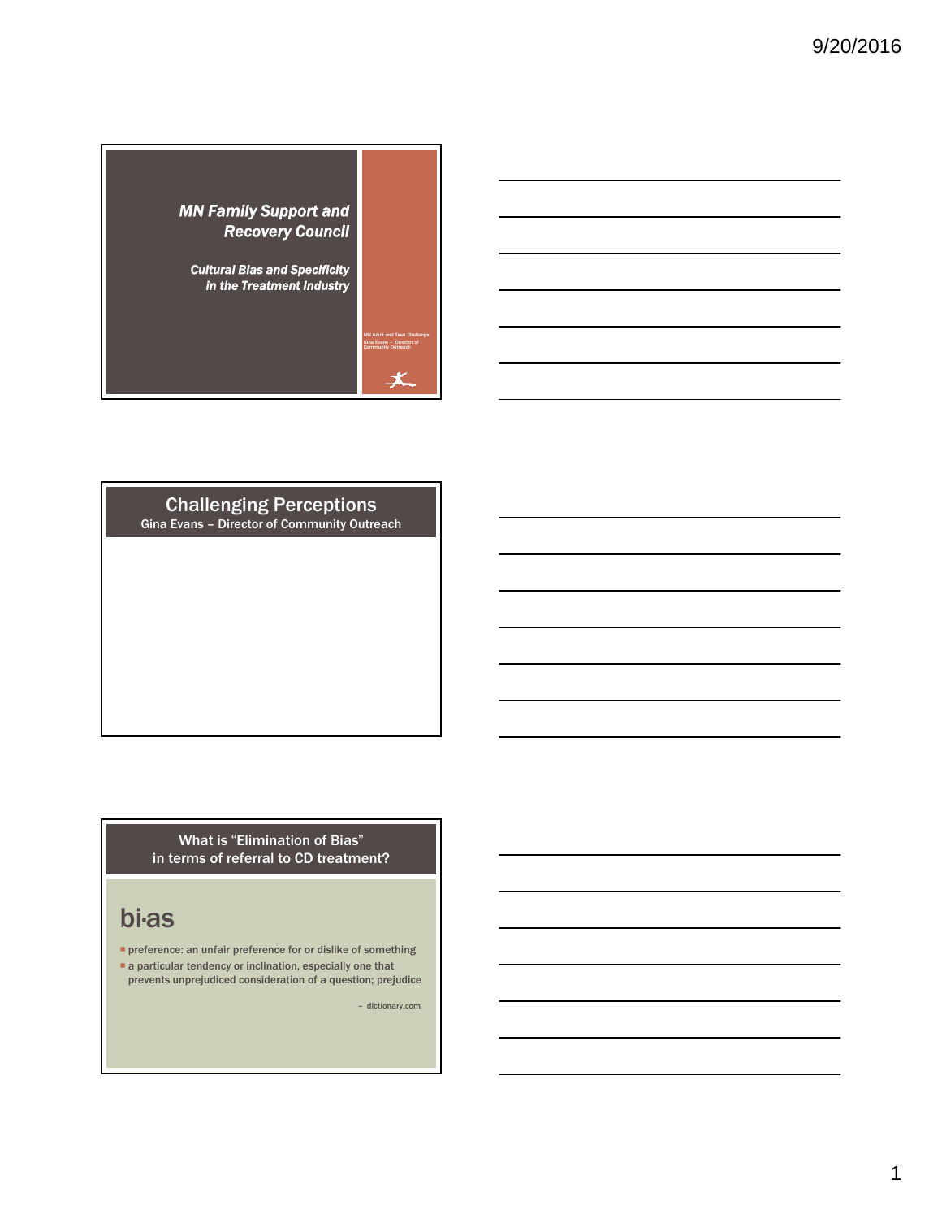## MN Family Support and Recovery Council

### Cultural Bias and Specificity in the Treatment Industry

MN Adult and Teen Challenge
Gina Evans – Director of Community Outreach

## Challenging Perceptions

Gina Evans – Director of Community Outreach

## What is "Elimination of Bias" in terms of referral to CD treatment?

### bi·as

- preference: an unfair preference for or dislike of something
- a particular tendency or inclination, especially one that prevents unprejudiced consideration of a question; prejudice

– dictionary.com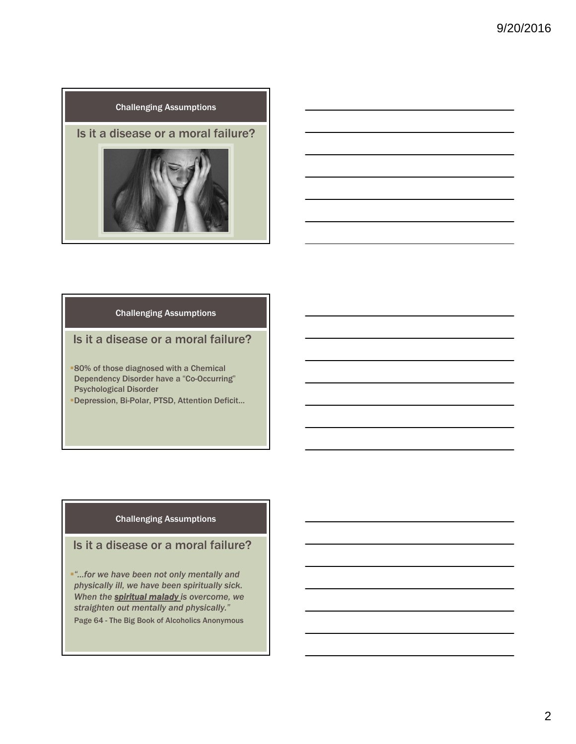## Challenging Assumptions

### Is it a disease or a moral failure?

## Challenging Assumptions

### Is it a disease or a moral failure?

- 80% of those diagnosed with a Chemical Dependency Disorder have a "Co-Occurring" Psychological Disorder
- Depression, Bi-Polar, PTSD, Attention Deficit…

## Challenging Assumptions

### Is it a disease or a moral failure?

- *"…for we have been not only mentally and physically ill, we have been spiritually sick. When the **spiritual malady** is overcome, we straighten out mentally and physically."*

  Page 64 - The Big Book of Alcoholics Anonymous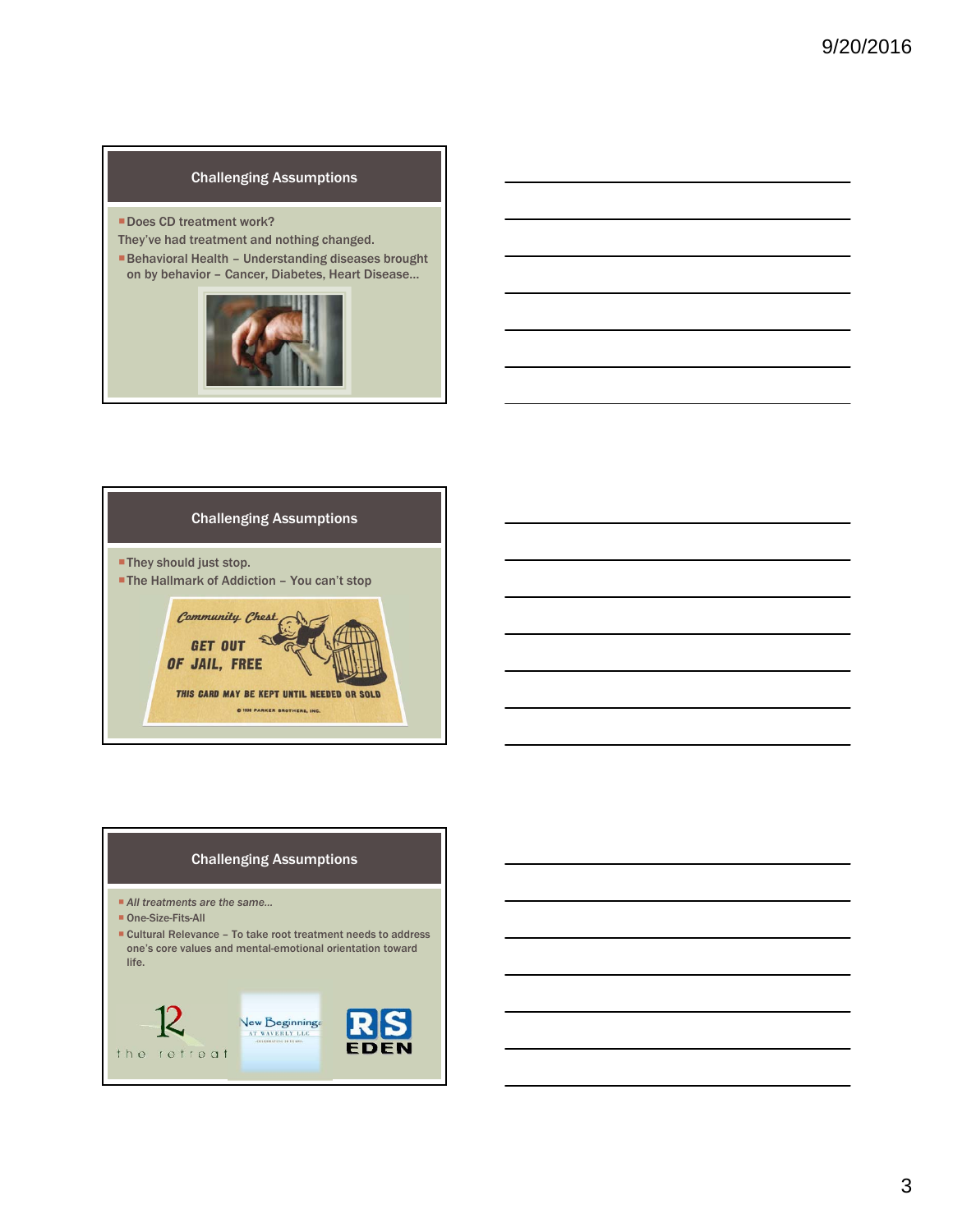## Challenging Assumptions

- Does CD treatment work?

They've had treatment and nothing changed.

- Behavioral Health – Understanding diseases brought on by behavior – Cancer, Diabetes, Heart Disease…

## Challenging Assumptions

- They should just stop.
- The Hallmark of Addiction – You can't stop

## Challenging Assumptions

- *All treatments are the same…*
- One-Size-Fits-All
- Cultural Relevance – To take root treatment needs to address one's core values and mental-emotional orientation toward life.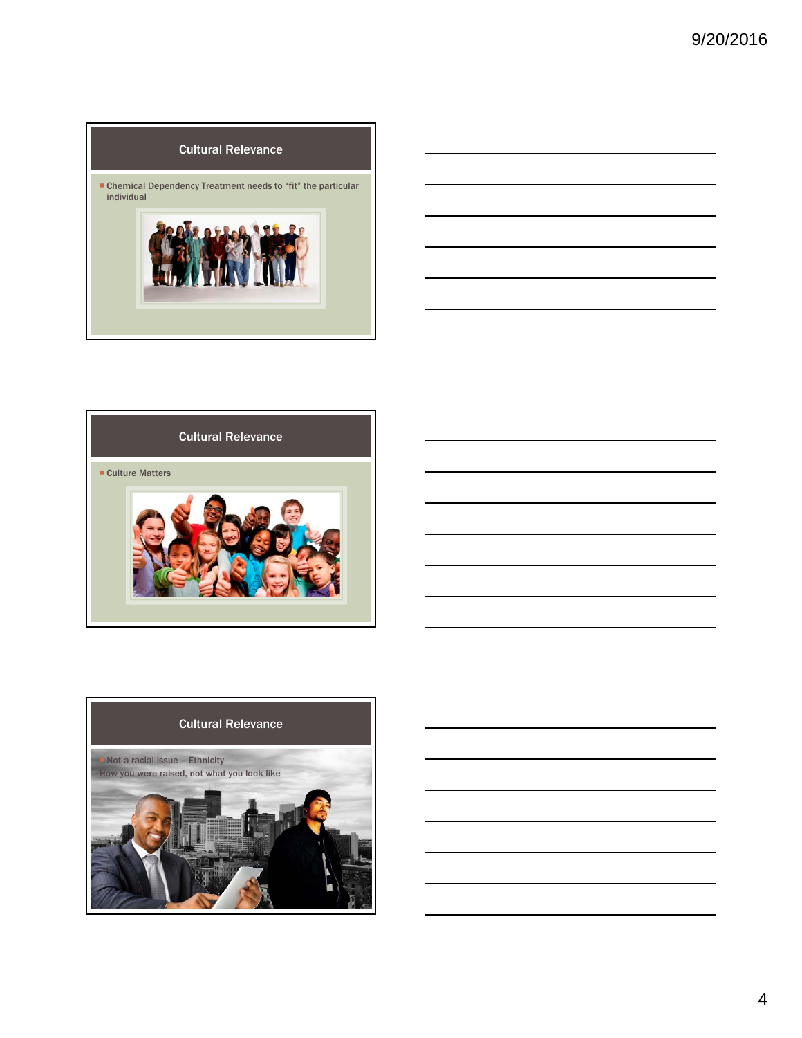## Cultural Relevance

- Chemical Dependency Treatment needs to "fit" the particular individual

## Cultural Relevance

- Culture Matters

## Cultural Relevance

- Not a racial issue – Ethnicity

How you were raised, not what you look like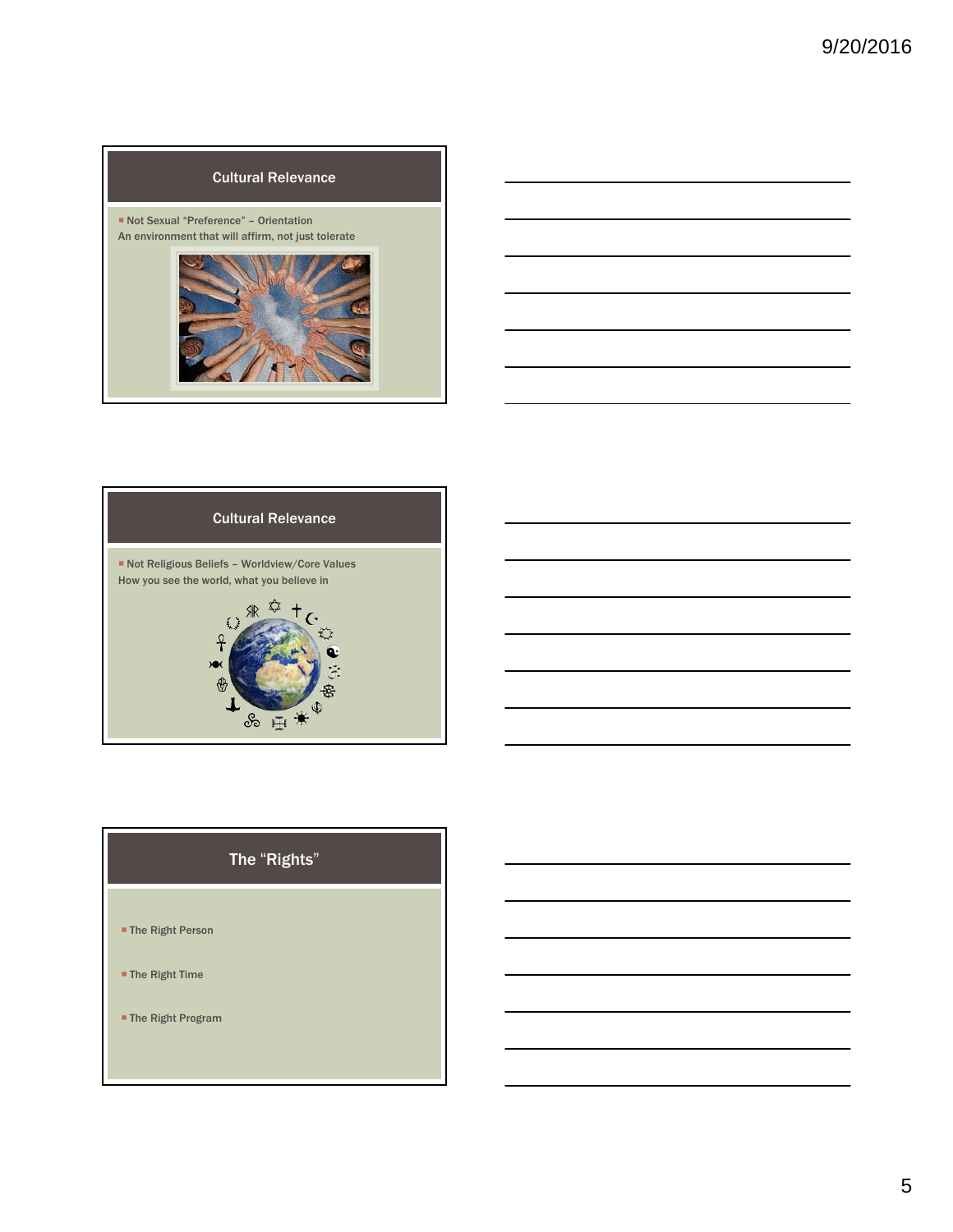## Cultural Relevance

- Not Sexual "Preference" – Orientation

An environment that will affirm, not just tolerate

## Cultural Relevance

- Not Religious Beliefs – Worldview/Core Values

How you see the world, what you believe in

## The "Rights"

- The Right Person
- The Right Time
- The Right Program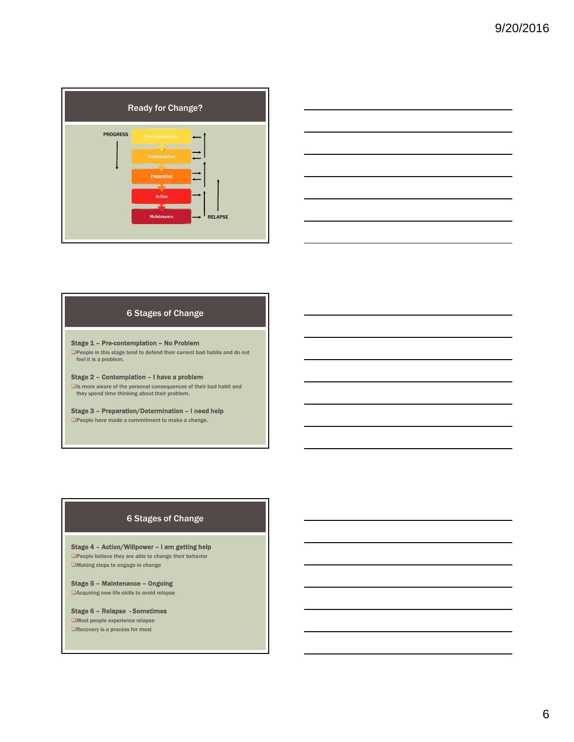## Ready for Change?

PROGRESS

Precontemplation

Contemplation

Preparation

Action

Maintenance

RELAPSE

## 6 Stages of Change

**Stage 1 – Pre-contemplation – No Problem**

- People in this stage tend to defend their current bad habits and do not feel it is a problem.

**Stage 2 – Contemplation – I have a problem**

- Is more aware of the personal consequences of their bad habit and they spend time thinking about their problem.

**Stage 3 – Preparation/Determination – I need help**

- People have made a commitment to make a change.

## 6 Stages of Change

**Stage 4 – Action/Willpower – I am getting help**

- People believe they are able to change their behavior
- Making steps to engage in change

**Stage 5 – Maintenance – Ongoing**

- Acquiring new life skills to avoid relapse

**Stage 6 – Relapse - Sometimes**

- Most people experience relapse
- Recovery is a process for most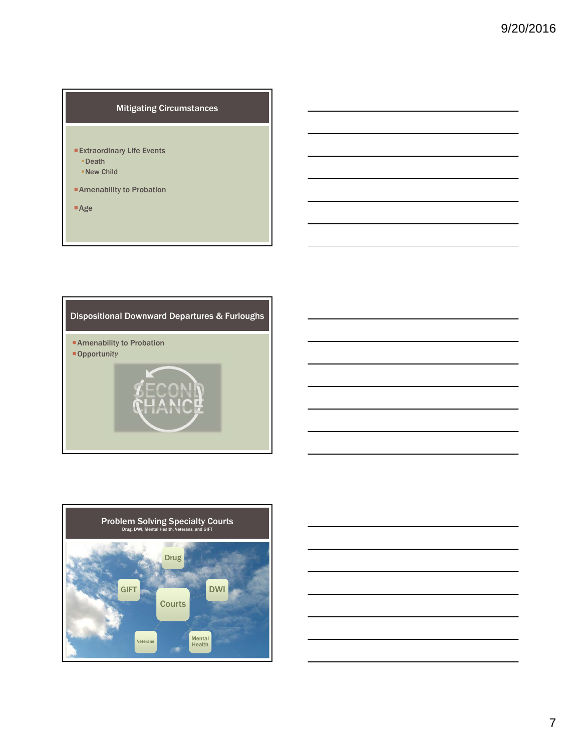## Mitigating Circumstances

- Extraordinary Life Events
  - Death
  - New Child
- Amenability to Probation
- Age

## Dispositional Downward Departures & Furloughs

- Amenability to Probation
- Opportunity

SECOND CHANCE

## Problem Solving Specialty Courts

Drug, DWI, Mental Health, Veterans, and GIFT

- Courts
  - Drug
  - DWI
  - Mental Health
  - Veterans
  - GIFT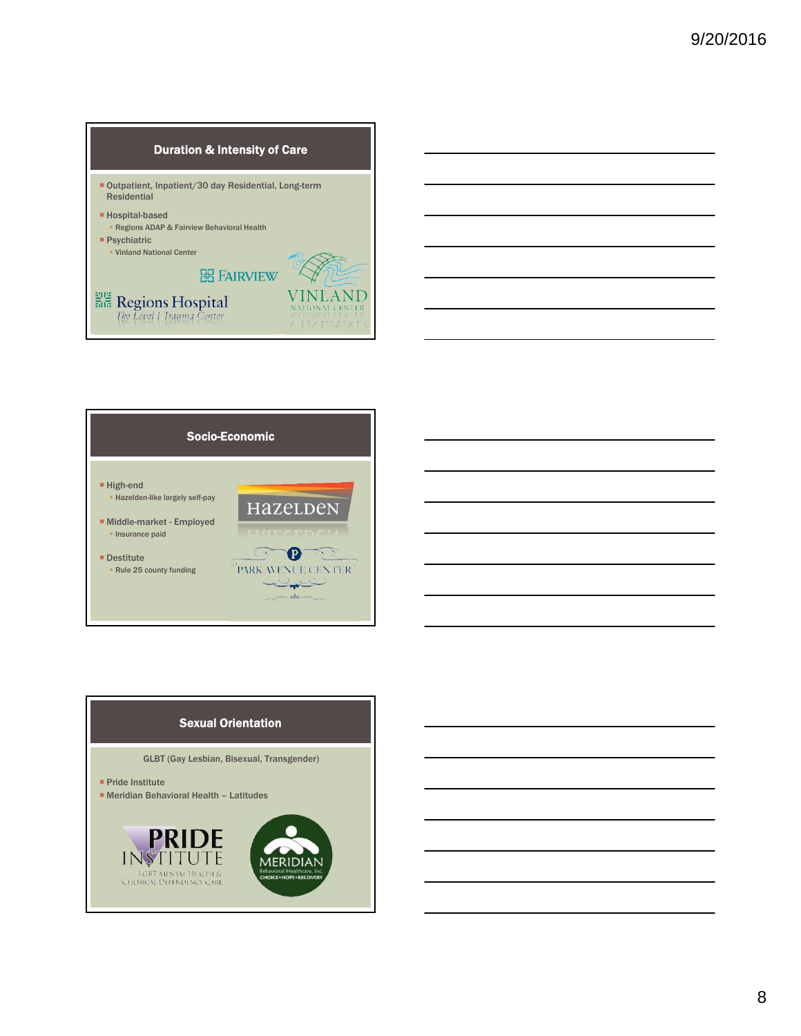## Duration & Intensity of Care

- Outpatient, Inpatient/30 day Residential, Long-term Residential
- Hospital-based
  - Regions ADAP & Fairview Behavioral Health
- Psychiatric
  - Vinland National Center

## Socio-Economic

- High-end
  - Hazelden-like largely self-pay
- Middle-market - Employed
  - Insurance paid
- Destitute
  - Rule 25 county funding

## Sexual Orientation

GLBT (Gay Lesbian, Bisexual, Transgender)

- Pride Institute
- Meridian Behavioral Health – Latitudes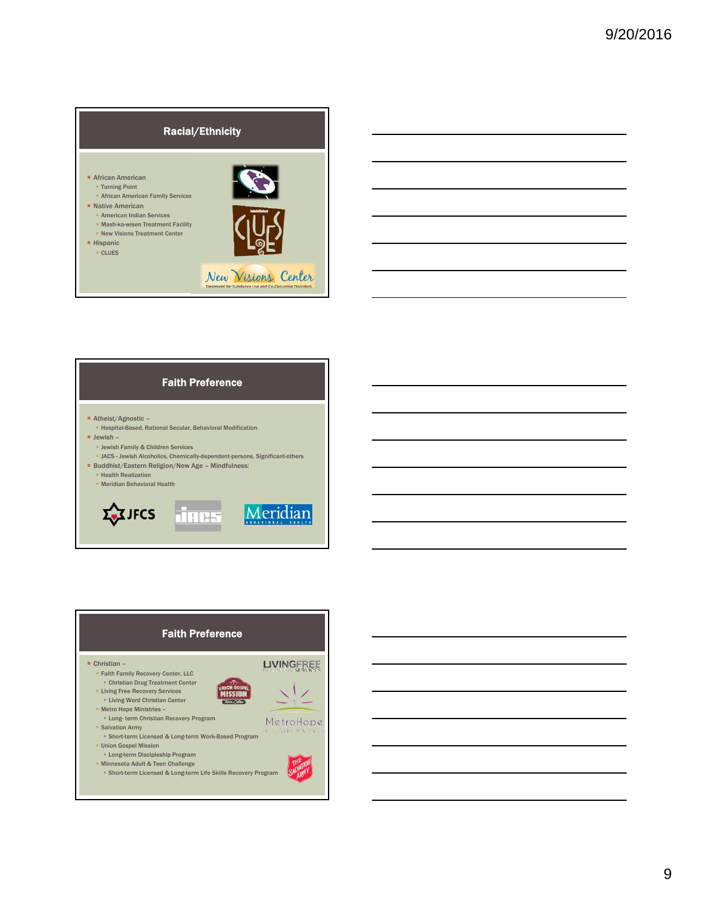## Racial/Ethnicity

- African American
  - Turning Point
  - African American Family Services
- Native American
  - American Indian Services
  - Mash-ka-wisen Treatment Facility
  - New Visions Treatment Center
- Hispanic
  - CLUES

## Faith Preference

- Atheist/Agnostic –
  - Hospital-Based, Rational Secular, Behavioral Modification
- Jewish –
  - Jewish Family & Children Services
  - JACS - Jewish Alcoholics, Chemically-dependent-persons, Significant-others
- Buddhist/Eastern Religion/New Age – Mindfulness:
  - Health Realization
  - Meridian Behavioral Health

## Faith Preference

- Christian –
  - Faith Family Recovery Center, LLC
    - Christian Drug Treatment Center
  - Living Free Recovery Services
    - Living Word Christian Center
  - Metro Hope Ministries –
    - Long- term Christian Recovery Program
  - Salvation Army
    - Short-term Licensed & Long-term Work-Based Program
  - Union Gospel Mission
    - Long-term Discipleship Program
  - Minnesota Adult & Teen Challenge
    - Short-term Licensed & Long-term Life Skills Recovery Program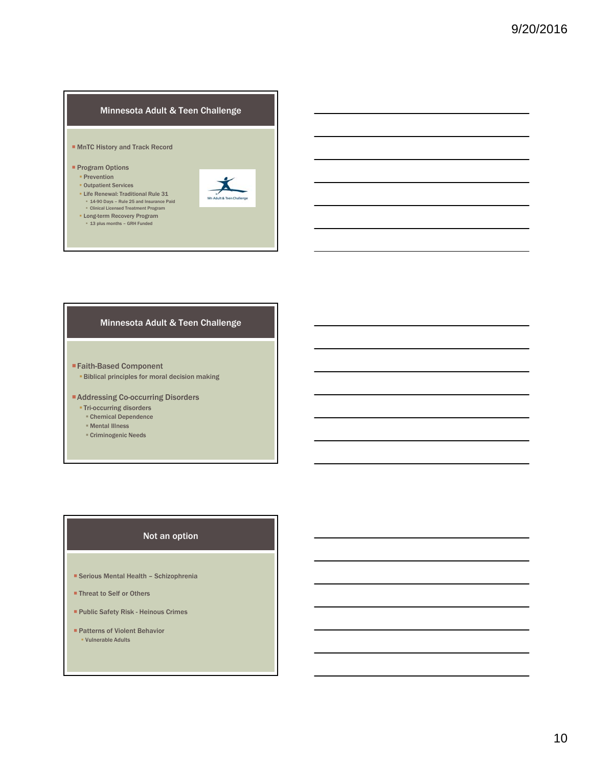## Minnesota Adult & Teen Challenge

- MnTC History and Track Record
- Program Options
  - Prevention
  - Outpatient Services
  - Life Renewal: Traditional Rule 31
    - 14-90 Days – Rule 25 and Insurance Paid
    - Clinical Licensed Treatment Program
  - Long-term Recovery Program
    - 13 plus months – GRH Funded

Mn Adult & Teen Challenge

## Minnesota Adult & Teen Challenge

- Faith-Based Component
  - Biblical principles for moral decision making
- Addressing Co-occurring Disorders
  - Tri-occurring disorders
    - Chemical Dependence
    - Mental Illness
    - Criminogenic Needs

## Not an option

- Serious Mental Health – Schizophrenia
- Threat to Self or Others
- Public Safety Risk - Heinous Crimes
- Patterns of Violent Behavior
  - Vulnerable Adults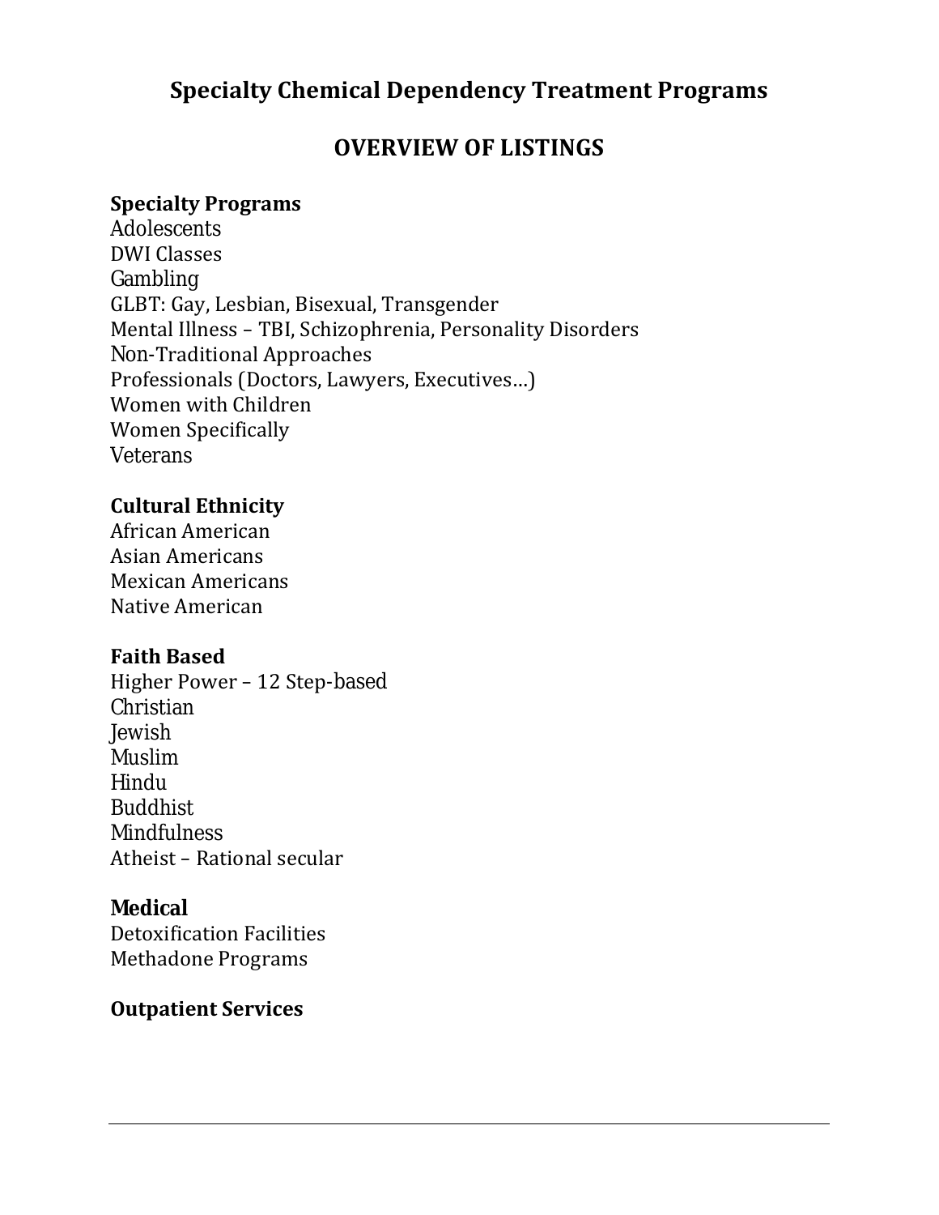# Specialty Chemical Dependency Treatment Programs

## OVERVIEW OF LISTINGS

**Specialty Programs**
Adolescents
DWI Classes
Gambling
GLBT: Gay, Lesbian, Bisexual, Transgender
Mental Illness – TBI, Schizophrenia, Personality Disorders
Non-Traditional Approaches
Professionals (Doctors, Lawyers, Executives…)
Women with Children
Women Specifically
Veterans

**Cultural Ethnicity**
African American
Asian Americans
Mexican Americans
Native American

**Faith Based**
Higher Power – 12 Step-based
Christian
Jewish
Muslim
Hindu
Buddhist
Mindfulness
Atheist – Rational secular

**Medical**
Detoxification Facilities
Methadone Programs

**Outpatient Services**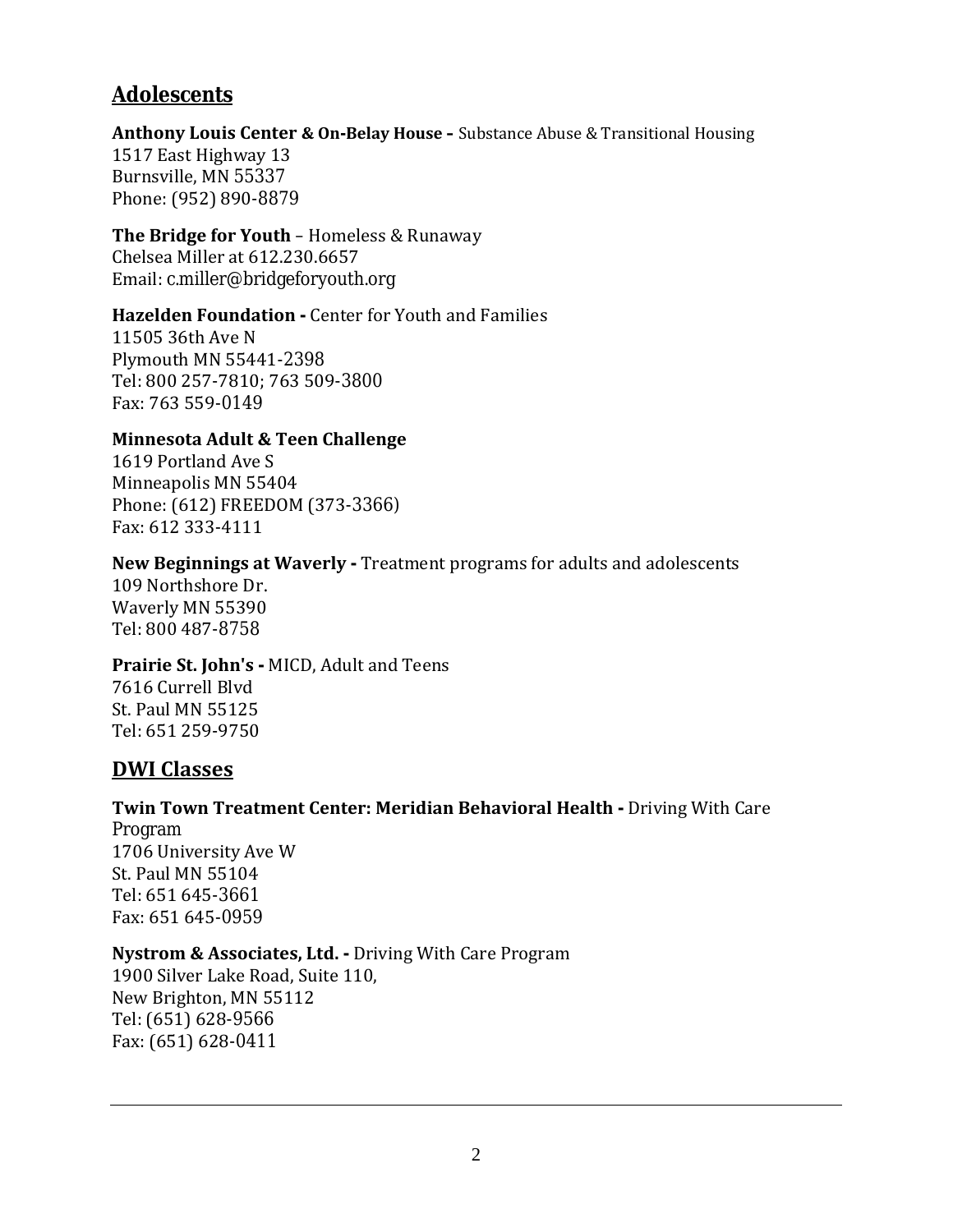## Adolescents

**Anthony Louis Center & On-Belay House –** Substance Abuse & Transitional Housing
1517 East Highway 13
Burnsville, MN 55337
Phone: (952) 890-8879

**The Bridge for Youth** – Homeless & Runaway
Chelsea Miller at 612.230.6657
Email: c.miller@bridgeforyouth.org

**Hazelden Foundation -** Center for Youth and Families
11505 36th Ave N
Plymouth MN 55441-2398
Tel: 800 257-7810; 763 509-3800
Fax: 763 559-0149

**Minnesota Adult & Teen Challenge**
1619 Portland Ave S
Minneapolis MN 55404
Phone: (612) FREEDOM (373-3366)
Fax: 612 333-4111

**New Beginnings at Waverly -** Treatment programs for adults and adolescents
109 Northshore Dr.
Waverly MN 55390
Tel: 800 487-8758

**Prairie St. John's -** MICD, Adult and Teens
7616 Currell Blvd
St. Paul MN 55125
Tel: 651 259-9750

## DWI Classes

**Twin Town Treatment Center: Meridian Behavioral Health -** Driving With Care Program
1706 University Ave W
St. Paul MN 55104
Tel: 651 645-3661
Fax: 651 645-0959

**Nystrom & Associates, Ltd. -** Driving With Care Program
1900 Silver Lake Road, Suite 110,
New Brighton, MN 55112
Tel: (651) 628-9566
Fax: (651) 628-0411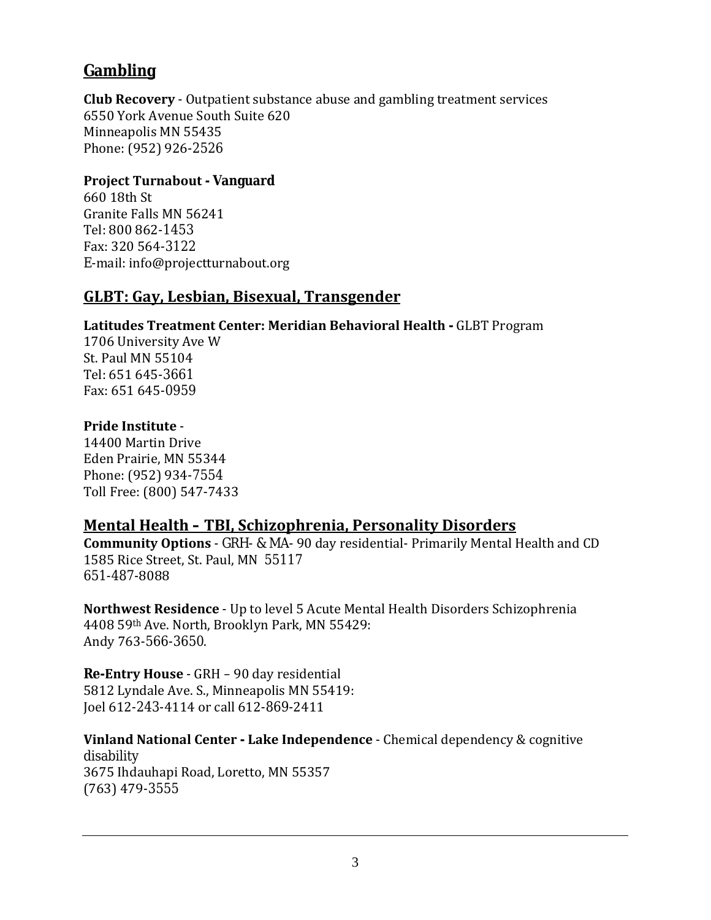## Gambling

**Club Recovery** - Outpatient substance abuse and gambling treatment services
6550 York Avenue South Suite 620
Minneapolis MN 55435
Phone: (952) 926-2526

**Project Turnabout - Vanguard**
660 18th St
Granite Falls MN 56241
Tel: 800 862-1453
Fax: 320 564-3122
E-mail: info@projectturnabout.org

## GLBT: Gay, Lesbian, Bisexual, Transgender

**Latitudes Treatment Center: Meridian Behavioral Health -** GLBT Program
1706 University Ave W
St. Paul MN 55104
Tel: 651 645-3661
Fax: 651 645-0959

**Pride Institute** -
14400 Martin Drive
Eden Prairie, MN 55344
Phone: (952) 934-7554
Toll Free: (800) 547-7433

## Mental Health – TBI, Schizophrenia, Personality Disorders

**Community Options** - GRH- & MA- 90 day residential- Primarily Mental Health and CD
1585 Rice Street, St. Paul, MN 55117
651-487-8088

**Northwest Residence** - Up to level 5 Acute Mental Health Disorders Schizophrenia
4408 59th Ave. North, Brooklyn Park, MN 55429:
Andy 763-566-3650.

**Re-Entry House** - GRH – 90 day residential
5812 Lyndale Ave. S., Minneapolis MN 55419:
Joel 612-243-4114 or call 612-869-2411

**Vinland National Center - Lake Independence** - Chemical dependency & cognitive disability
3675 Ihdauhapi Road, Loretto, MN 55357
(763) 479-3555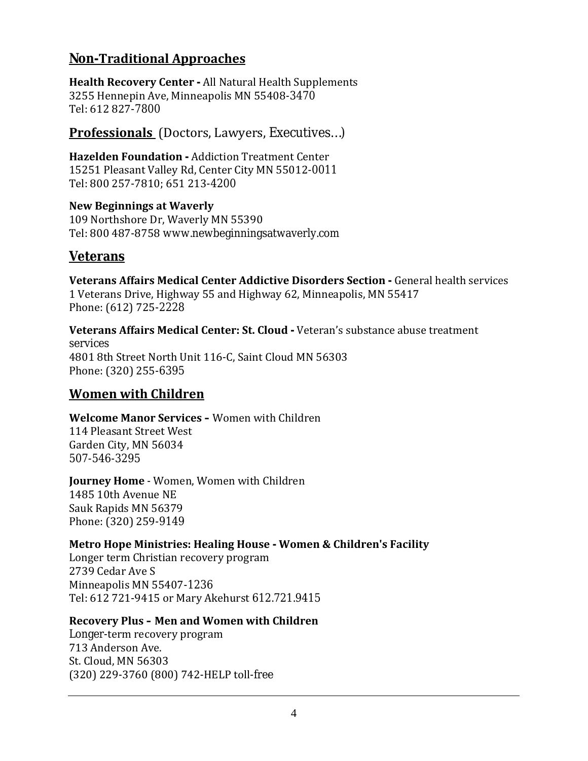## Non-Traditional Approaches

**Health Recovery Center -** All Natural Health Supplements
3255 Hennepin Ave, Minneapolis MN 55408-3470
Tel: 612 827-7800

## Professionals (Doctors, Lawyers, Executives…)

**Hazelden Foundation -** Addiction Treatment Center
15251 Pleasant Valley Rd, Center City MN 55012-0011
Tel: 800 257-7810; 651 213-4200

**New Beginnings at Waverly**
109 Northshore Dr, Waverly MN 55390
Tel: 800 487-8758 www.newbeginningsatwaverly.com

## Veterans

**Veterans Affairs Medical Center Addictive Disorders Section -** General health services
1 Veterans Drive, Highway 55 and Highway 62, Minneapolis, MN 55417
Phone: (612) 725-2228

**Veterans Affairs Medical Center: St. Cloud -** Veteran's substance abuse treatment services
4801 8th Street North Unit 116-C, Saint Cloud MN 56303
Phone: (320) 255-6395

## Women with Children

**Welcome Manor Services –** Women with Children
114 Pleasant Street West
Garden City, MN 56034
507-546-3295

**Journey Home** - Women, Women with Children
1485 10th Avenue NE
Sauk Rapids MN 56379
Phone: (320) 259-9149

**Metro Hope Ministries: Healing House - Women & Children's Facility**
Longer term Christian recovery program
2739 Cedar Ave S
Minneapolis MN 55407-1236
Tel: 612 721-9415 or Mary Akehurst 612.721.9415

**Recovery Plus – Men and Women with Children**
Longer-term recovery program
713 Anderson Ave.
St. Cloud, MN 56303
(320) 229-3760 (800) 742-HELP toll-free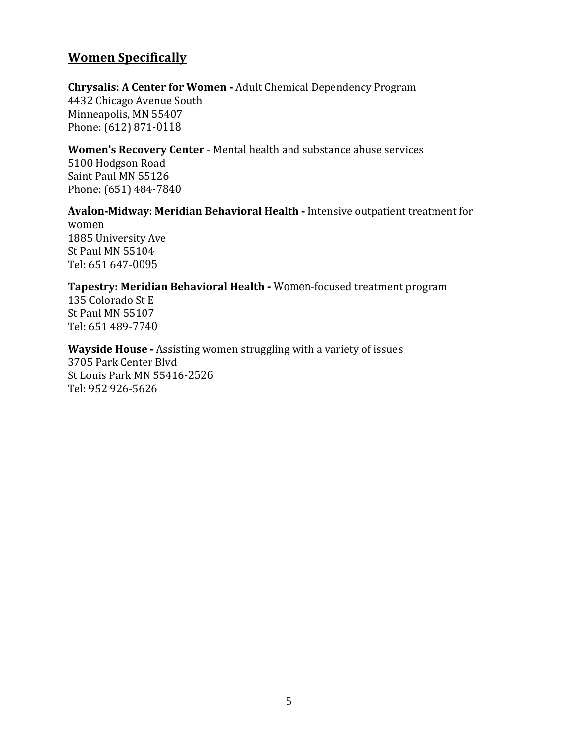## Women Specifically

**Chrysalis: A Center for Women -** Adult Chemical Dependency Program
4432 Chicago Avenue South
Minneapolis, MN 55407
Phone: (612) 871-0118

**Women's Recovery Center** - Mental health and substance abuse services
5100 Hodgson Road
Saint Paul MN 55126
Phone: (651) 484-7840

**Avalon-Midway: Meridian Behavioral Health -** Intensive outpatient treatment for women
1885 University Ave
St Paul MN 55104
Tel: 651 647-0095

**Tapestry: Meridian Behavioral Health -** Women-focused treatment program
135 Colorado St E
St Paul MN 55107
Tel: 651 489-7740

**Wayside House -** Assisting women struggling with a variety of issues
3705 Park Center Blvd
St Louis Park MN 55416-2526
Tel: 952 926-5626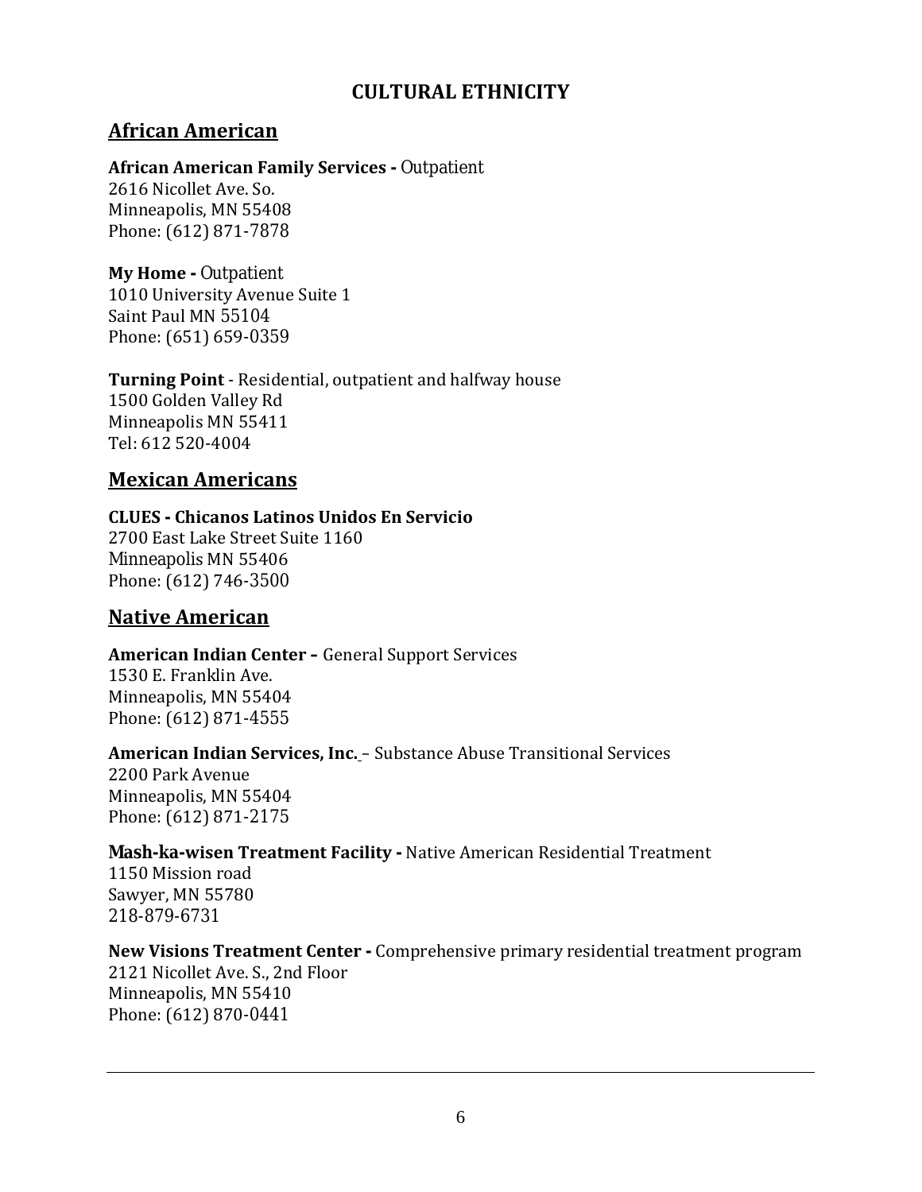# CULTURAL ETHNICITY

## African American

**African American Family Services -** Outpatient
2616 Nicollet Ave. So.
Minneapolis, MN 55408
Phone: (612) 871-7878

**My Home -** Outpatient
1010 University Avenue Suite 1
Saint Paul MN 55104
Phone: (651) 659-0359

**Turning Point** - Residential, outpatient and halfway house
1500 Golden Valley Rd
Minneapolis MN 55411
Tel: 612 520-4004

## Mexican Americans

**CLUES - Chicanos Latinos Unidos En Servicio**
2700 East Lake Street Suite 1160
Minneapolis MN 55406
Phone: (612) 746-3500

## Native American

**American Indian Center –** General Support Services
1530 E. Franklin Ave.
Minneapolis, MN 55404
Phone: (612) 871-4555

**American Indian Services, Inc.** – Substance Abuse Transitional Services
2200 Park Avenue
Minneapolis, MN 55404
Phone: (612) 871-2175

**Mash-ka-wisen Treatment Facility -** Native American Residential Treatment
1150 Mission road
Sawyer, MN 55780
218-879-6731

**New Visions Treatment Center -** Comprehensive primary residential treatment program
2121 Nicollet Ave. S., 2nd Floor
Minneapolis, MN 55410
Phone: (612) 870-0441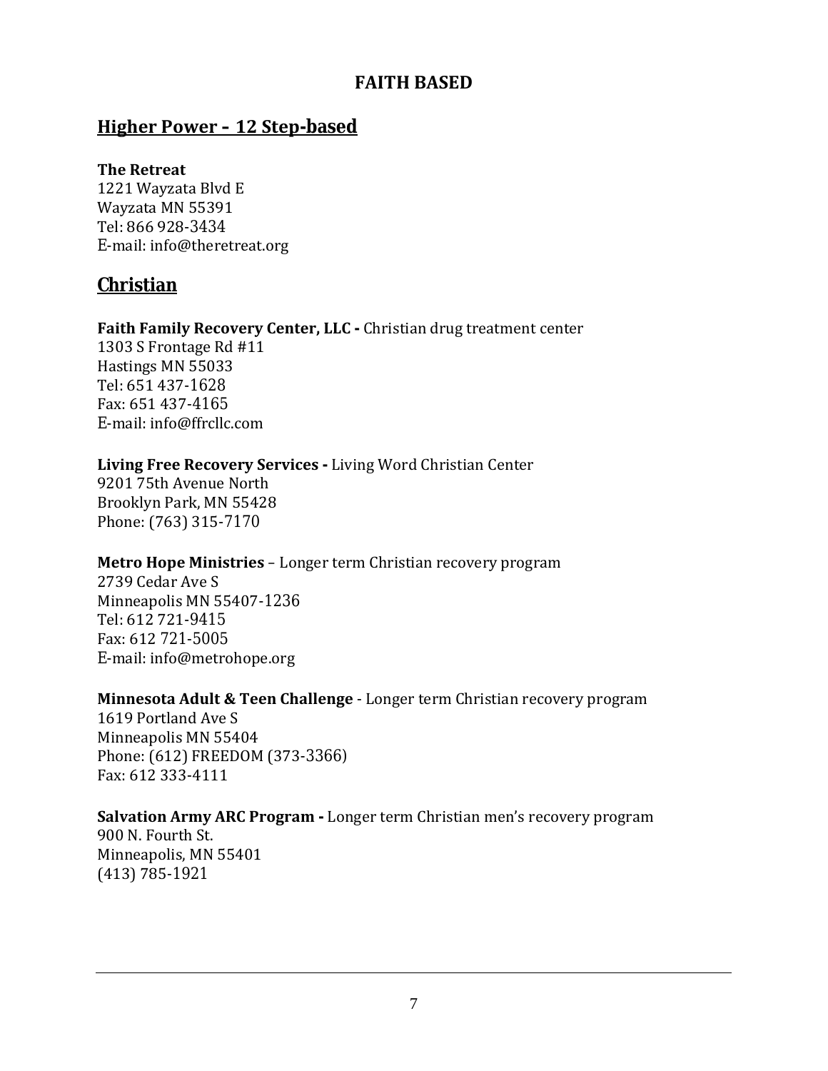# FAITH BASED

## Higher Power – 12 Step-based

**The Retreat**
1221 Wayzata Blvd E
Wayzata MN 55391
Tel: 866 928-3434
E-mail: info@theretreat.org

## Christian

**Faith Family Recovery Center, LLC -** Christian drug treatment center
1303 S Frontage Rd #11
Hastings MN 55033
Tel: 651 437-1628
Fax: 651 437-4165
E-mail: info@ffrcllc.com

**Living Free Recovery Services -** Living Word Christian Center
9201 75th Avenue North
Brooklyn Park, MN 55428
Phone: (763) 315-7170

**Metro Hope Ministries** – Longer term Christian recovery program
2739 Cedar Ave S
Minneapolis MN 55407-1236
Tel: 612 721-9415
Fax: 612 721-5005
E-mail: info@metrohope.org

**Minnesota Adult & Teen Challenge** - Longer term Christian recovery program
1619 Portland Ave S
Minneapolis MN 55404
Phone: (612) FREEDOM (373-3366)
Fax: 612 333-4111

**Salvation Army ARC Program -** Longer term Christian men's recovery program
900 N. Fourth St.
Minneapolis, MN 55401
(413) 785-1921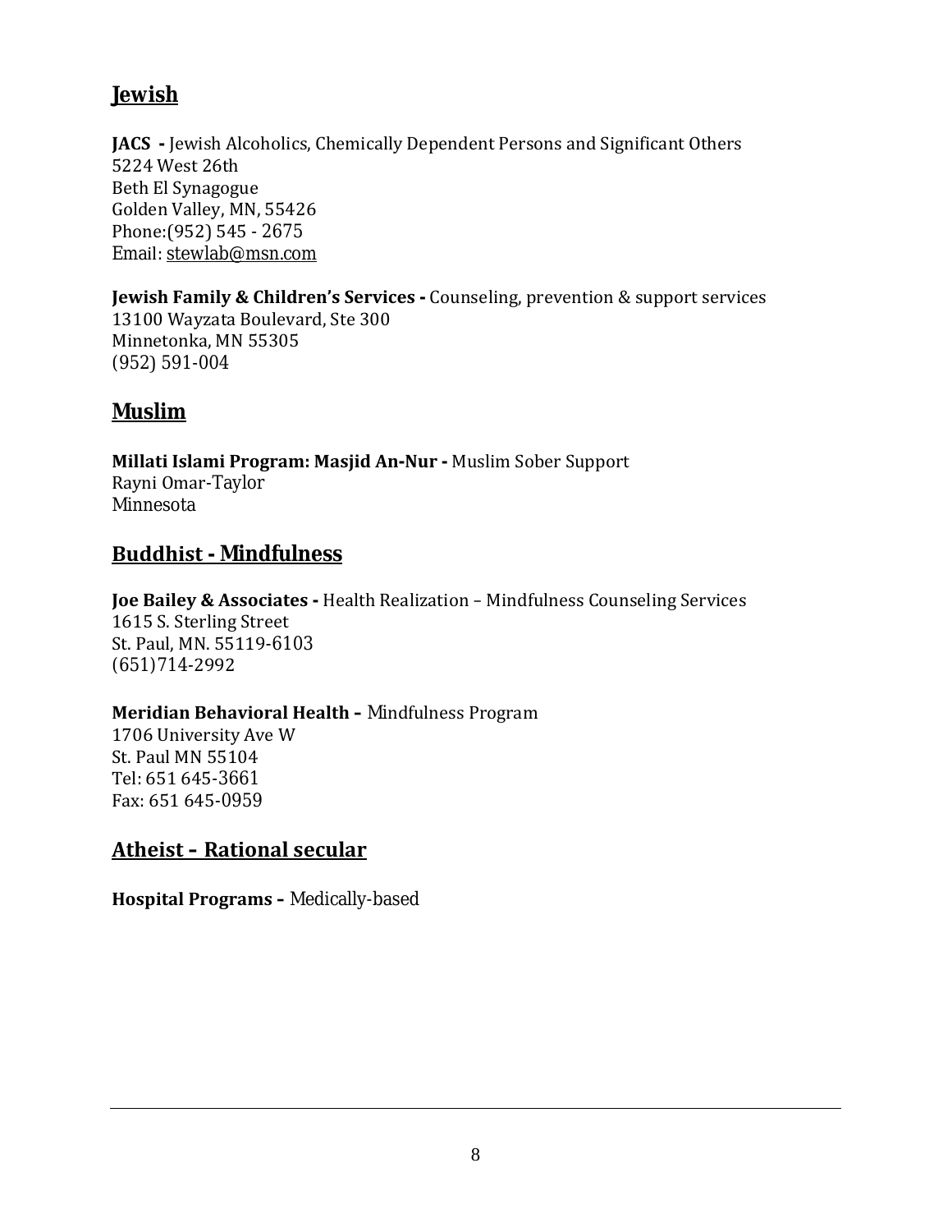## Jewish

**JACS -** Jewish Alcoholics, Chemically Dependent Persons and Significant Others
5224 West 26th
Beth El Synagogue
Golden Valley, MN, 55426
Phone:(952) 545 - 2675
Email: stewlab@msn.com

**Jewish Family & Children's Services -** Counseling, prevention & support services
13100 Wayzata Boulevard, Ste 300
Minnetonka, MN 55305
(952) 591-004

## Muslim

**Millati Islami Program: Masjid An-Nur -** Muslim Sober Support
Rayni Omar-Taylor
Minnesota

## Buddhist - Mindfulness

**Joe Bailey & Associates -** Health Realization – Mindfulness Counseling Services
1615 S. Sterling Street
St. Paul, MN. 55119-6103
(651)714-2992

**Meridian Behavioral Health –** Mindfulness Program
1706 University Ave W
St. Paul MN 55104
Tel: 651 645-3661
Fax: 651 645-0959

## Atheist – Rational secular

**Hospital Programs –** Medically-based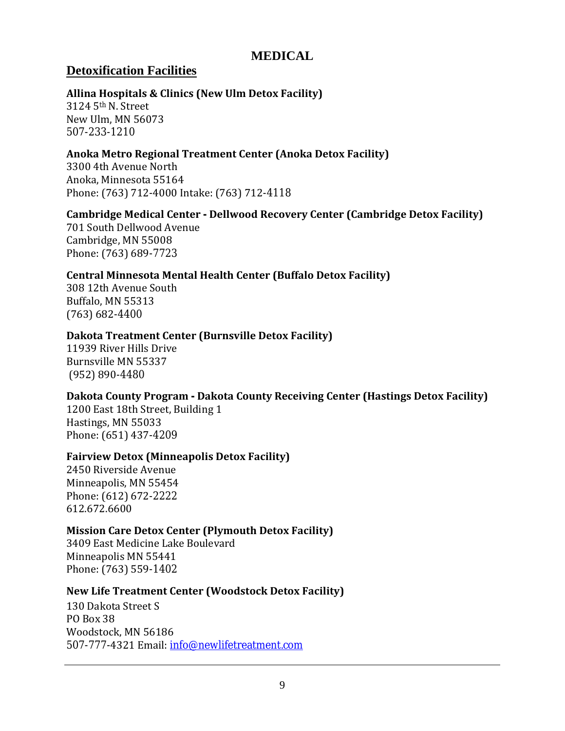# MEDICAL

## Detoxification Facilities

**Allina Hospitals & Clinics (New Ulm Detox Facility)**
3124 5th N. Street
New Ulm, MN 56073
507-233-1210

**Anoka Metro Regional Treatment Center (Anoka Detox Facility)**
3300 4th Avenue North
Anoka, Minnesota 55164
Phone: (763) 712-4000 Intake: (763) 712-4118

**Cambridge Medical Center - Dellwood Recovery Center (Cambridge Detox Facility)**
701 South Dellwood Avenue
Cambridge, MN 55008
Phone: (763) 689-7723

**Central Minnesota Mental Health Center (Buffalo Detox Facility)**
308 12th Avenue South
Buffalo, MN 55313
(763) 682-4400

**Dakota Treatment Center (Burnsville Detox Facility)**
11939 River Hills Drive
Burnsville MN 55337
(952) 890-4480

**Dakota County Program - Dakota County Receiving Center (Hastings Detox Facility)**
1200 East 18th Street, Building 1
Hastings, MN 55033
Phone: (651) 437-4209

**Fairview Detox (Minneapolis Detox Facility)**
2450 Riverside Avenue
Minneapolis, MN 55454
Phone: (612) 672-2222
612.672.6600

**Mission Care Detox Center (Plymouth Detox Facility)**
3409 East Medicine Lake Boulevard
Minneapolis MN 55441
Phone: (763) 559-1402

**New Life Treatment Center (Woodstock Detox Facility)**
130 Dakota Street S
PO Box 38
Woodstock, MN 56186
507-777-4321 Email: info@newlifetreatment.com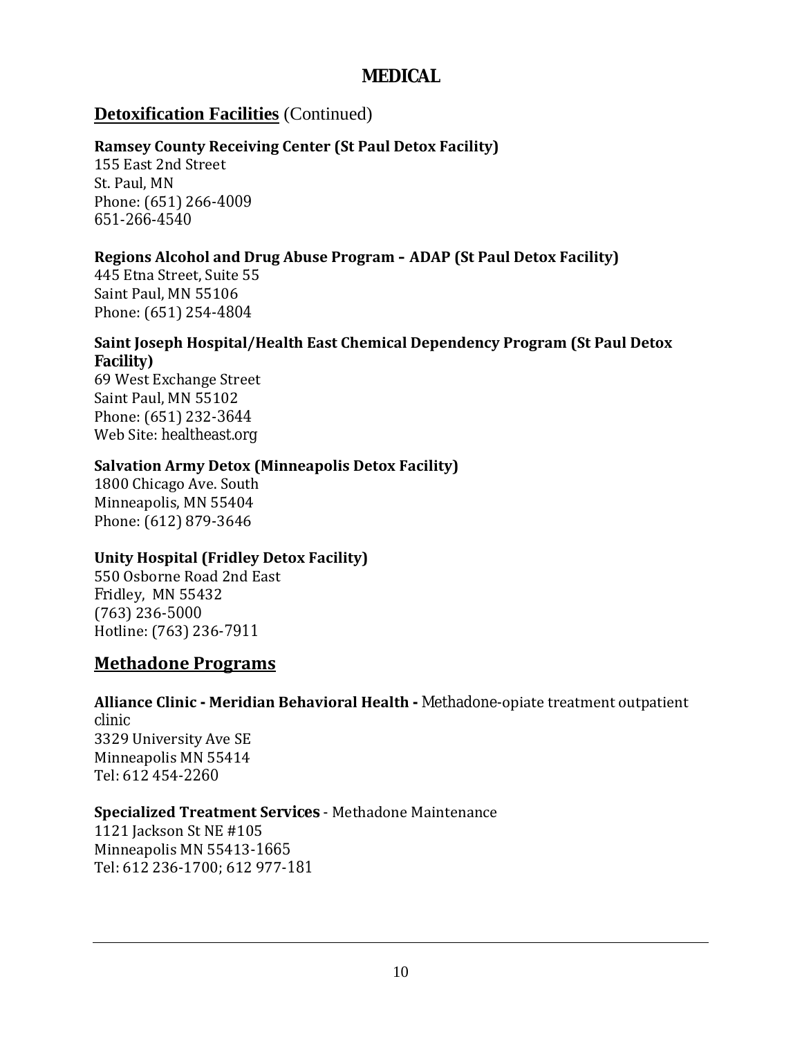# MEDICAL

## Detoxification Facilities (Continued)

**Ramsey County Receiving Center (St Paul Detox Facility)**
155 East 2nd Street
St. Paul, MN
Phone: (651) 266-4009
651-266-4540

**Regions Alcohol and Drug Abuse Program – ADAP (St Paul Detox Facility)**
445 Etna Street, Suite 55
Saint Paul, MN 55106
Phone: (651) 254-4804

**Saint Joseph Hospital/Health East Chemical Dependency Program (St Paul Detox Facility)**
69 West Exchange Street
Saint Paul, MN 55102
Phone: (651) 232-3644
Web Site: healtheast.org

**Salvation Army Detox (Minneapolis Detox Facility)**
1800 Chicago Ave. South
Minneapolis, MN 55404
Phone: (612) 879-3646

**Unity Hospital (Fridley Detox Facility)**
550 Osborne Road 2nd East
Fridley, MN 55432
(763) 236-5000
Hotline: (763) 236-7911

## Methadone Programs

**Alliance Clinic - Meridian Behavioral Health -** Methadone-opiate treatment outpatient clinic
3329 University Ave SE
Minneapolis MN 55414
Tel: 612 454-2260

**Specialized Treatment Services** - Methadone Maintenance
1121 Jackson St NE #105
Minneapolis MN 55413-1665
Tel: 612 236-1700; 612 977-181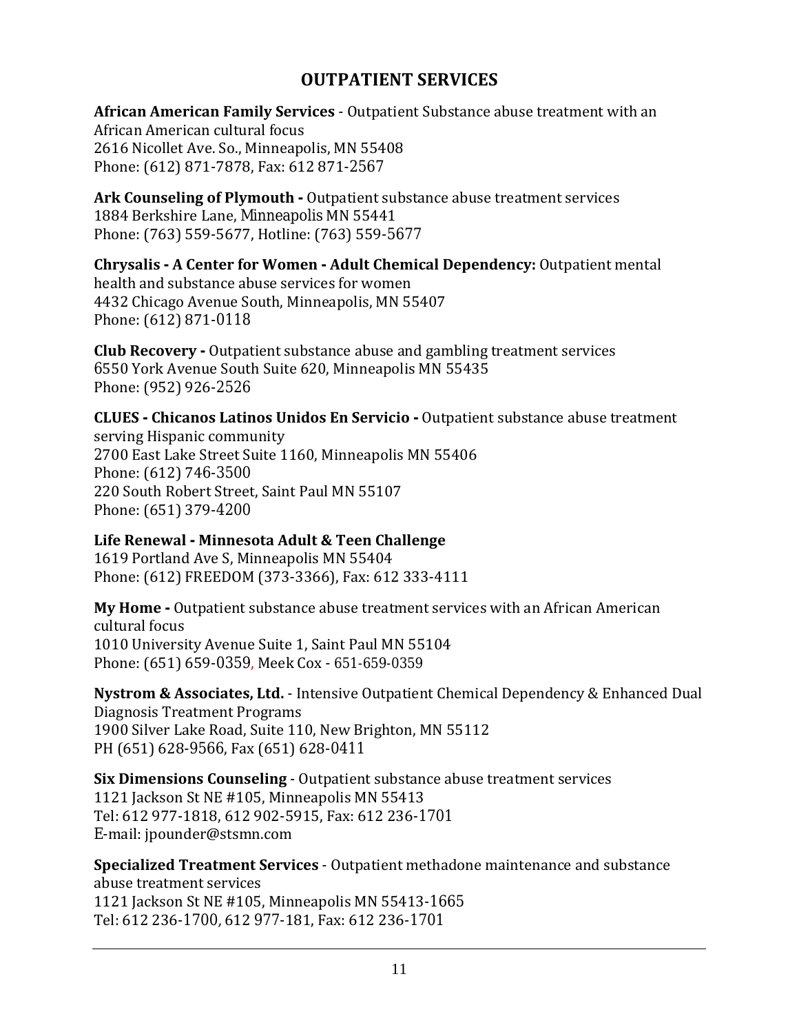## OUTPATIENT SERVICES

**African American Family Services** - Outpatient Substance abuse treatment with an African American cultural focus
2616 Nicollet Ave. So., Minneapolis, MN 55408
Phone: (612) 871-7878, Fax: 612 871-2567

**Ark Counseling of Plymouth -** Outpatient substance abuse treatment services
1884 Berkshire Lane, Minneapolis MN 55441
Phone: (763) 559-5677, Hotline: (763) 559-5677

**Chrysalis - A Center for Women - Adult Chemical Dependency:** Outpatient mental health and substance abuse services for women
4432 Chicago Avenue South, Minneapolis, MN 55407
Phone: (612) 871-0118

**Club Recovery -** Outpatient substance abuse and gambling treatment services
6550 York Avenue South Suite 620, Minneapolis MN 55435
Phone: (952) 926-2526

**CLUES - Chicanos Latinos Unidos En Servicio -** Outpatient substance abuse treatment serving Hispanic community
2700 East Lake Street Suite 1160, Minneapolis MN 55406
Phone: (612) 746-3500
220 South Robert Street, Saint Paul MN 55107
Phone: (651) 379-4200

**Life Renewal - Minnesota Adult & Teen Challenge**
1619 Portland Ave S, Minneapolis MN 55404
Phone: (612) FREEDOM (373-3366), Fax: 612 333-4111

**My Home -** Outpatient substance abuse treatment services with an African American cultural focus
1010 University Avenue Suite 1, Saint Paul MN 55104
Phone: (651) 659-0359, Meek Cox - 651-659-0359

**Nystrom & Associates, Ltd.** - Intensive Outpatient Chemical Dependency & Enhanced Dual Diagnosis Treatment Programs
1900 Silver Lake Road, Suite 110, New Brighton, MN 55112
PH (651) 628-9566, Fax (651) 628-0411

**Six Dimensions Counseling** - Outpatient substance abuse treatment services
1121 Jackson St NE #105, Minneapolis MN 55413
Tel: 612 977-1818, 612 902-5915, Fax: 612 236-1701
E-mail: jpounder@stsmn.com

**Specialized Treatment Services** - Outpatient methadone maintenance and substance abuse treatment services
1121 Jackson St NE #105, Minneapolis MN 55413-1665
Tel: 612 236-1700, 612 977-181, Fax: 612 236-1701